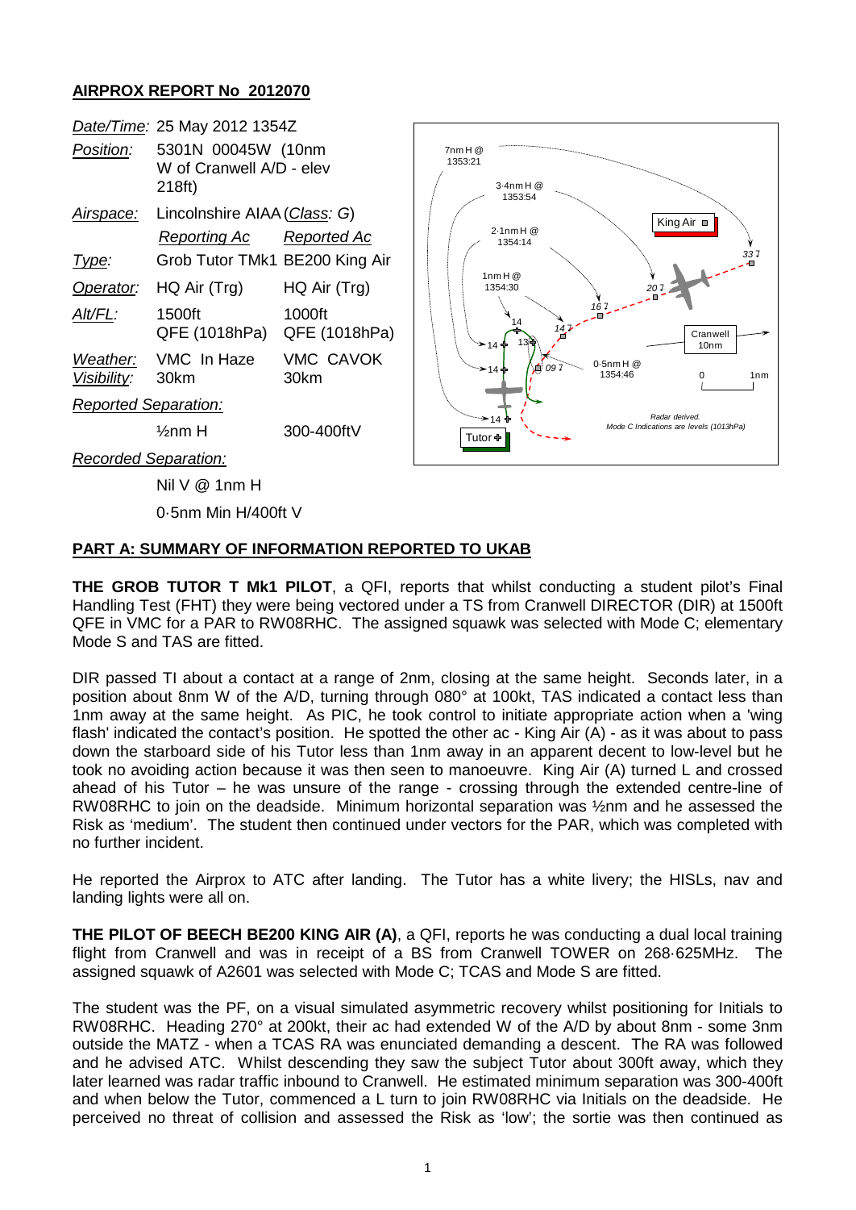## AIRPROX REPORT No 2012070

| | | |
|---|---|---|
| *Date/Time:* | 25 May 2012 1354Z | |
| *Position:* | 5301N 00045W (10nm W of Cranwell A/D - elev 218ft) | |
| *Airspace:* | Lincolnshire AIAA (*Class: G*) | |
| | *Reporting Ac* | *Reported Ac* |
| *Type:* | Grob Tutor TMk1 | BE200 King Air |
| *Operator:* | HQ Air (Trg) | HQ Air (Trg) |
| *Alt/FL:* | 1500ft QFE (1018hPa) | 1000ft QFE (1018hPa) |
| *Weather:* | VMC In Haze | VMC CAVOK |
| *Visibility:* | 30km | 30km |
| *Reported Separation:* | | |
| | ½nm H | 300-400ftV |
| *Recorded Separation:* | | |
| | Nil V @ 1nm H | |
| | 0·5nm Min H/400ft V | |

## PART A: SUMMARY OF INFORMATION REPORTED TO UKAB

**THE GROB TUTOR T Mk1 PILOT**, a QFI, reports that whilst conducting a student pilot's Final Handling Test (FHT) they were being vectored under a TS from Cranwell DIRECTOR (DIR) at 1500ft QFE in VMC for a PAR to RW08RHC. The assigned squawk was selected with Mode C; elementary Mode S and TAS are fitted.

DIR passed TI about a contact at a range of 2nm, closing at the same height. Seconds later, in a position about 8nm W of the A/D, turning through 080° at 100kt, TAS indicated a contact less than 1nm away at the same height. As PIC, he took control to initiate appropriate action when a 'wing flash' indicated the contact's position. He spotted the other ac - King Air (A) - as it was about to pass down the starboard side of his Tutor less than 1nm away in an apparent decent to low-level but he took no avoiding action because it was then seen to manoeuvre. King Air (A) turned L and crossed ahead of his Tutor – he was unsure of the range - crossing through the extended centre-line of RW08RHC to join on the deadside. Minimum horizontal separation was ½nm and he assessed the Risk as 'medium'. The student then continued under vectors for the PAR, which was completed with no further incident.

He reported the Airprox to ATC after landing. The Tutor has a white livery; the HISLs, nav and landing lights were all on.

**THE PILOT OF BEECH BE200 KING AIR (A)**, a QFI, reports he was conducting a dual local training flight from Cranwell and was in receipt of a BS from Cranwell TOWER on 268·625MHz. The assigned squawk of A2601 was selected with Mode C; TCAS and Mode S are fitted.

The student was the PF, on a visual simulated asymmetric recovery whilst positioning for Initials to RW08RHC. Heading 270° at 200kt, their ac had extended W of the A/D by about 8nm - some 3nm outside the MATZ - when a TCAS RA was enunciated demanding a descent. The RA was followed and he advised ATC. Whilst descending they saw the subject Tutor about 300ft away, which they later learned was radar traffic inbound to Cranwell. He estimated minimum separation was 300-400ft and when below the Tutor, commenced a L turn to join RW08RHC via Initials on the deadside. He perceived no threat of collision and assessed the Risk as 'low'; the sortie was then continued as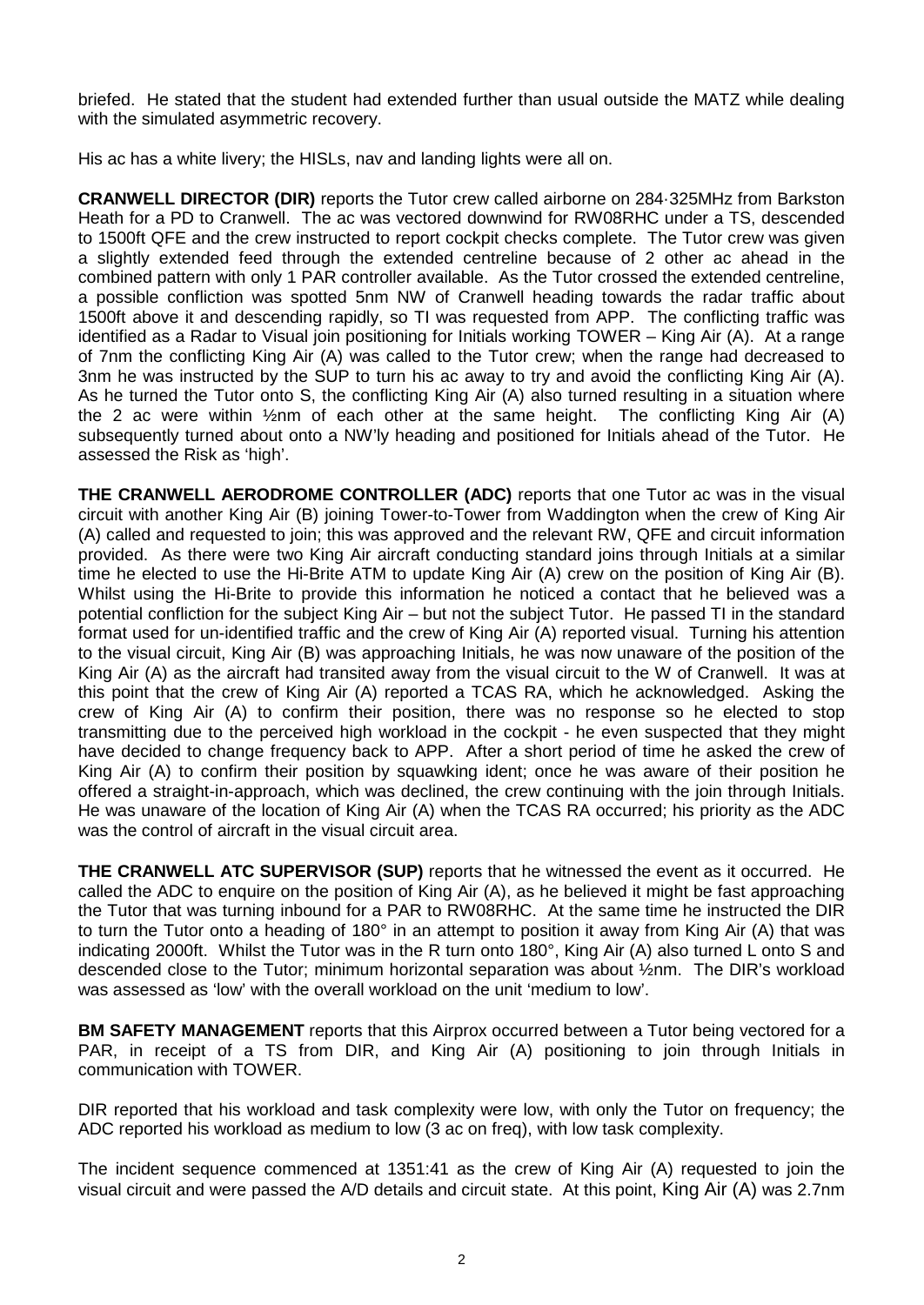briefed. He stated that the student had extended further than usual outside the MATZ while dealing with the simulated asymmetric recovery.

His ac has a white livery; the HISLs, nav and landing lights were all on.

**CRANWELL DIRECTOR (DIR)** reports the Tutor crew called airborne on 284·325MHz from Barkston Heath for a PD to Cranwell. The ac was vectored downwind for RW08RHC under a TS, descended to 1500ft QFE and the crew instructed to report cockpit checks complete. The Tutor crew was given a slightly extended feed through the extended centreline because of 2 other ac ahead in the combined pattern with only 1 PAR controller available. As the Tutor crossed the extended centreline, a possible confliction was spotted 5nm NW of Cranwell heading towards the radar traffic about 1500ft above it and descending rapidly, so TI was requested from APP. The conflicting traffic was identified as a Radar to Visual join positioning for Initials working TOWER – King Air (A). At a range of 7nm the conflicting King Air (A) was called to the Tutor crew; when the range had decreased to 3nm he was instructed by the SUP to turn his ac away to try and avoid the conflicting King Air (A). As he turned the Tutor onto S, the conflicting King Air (A) also turned resulting in a situation where the 2 ac were within ½nm of each other at the same height. The conflicting King Air (A) subsequently turned about onto a NW'ly heading and positioned for Initials ahead of the Tutor. He assessed the Risk as 'high'.

**THE CRANWELL AERODROME CONTROLLER (ADC)** reports that one Tutor ac was in the visual circuit with another King Air (B) joining Tower-to-Tower from Waddington when the crew of King Air (A) called and requested to join; this was approved and the relevant RW, QFE and circuit information provided. As there were two King Air aircraft conducting standard joins through Initials at a similar time he elected to use the Hi-Brite ATM to update King Air (A) crew on the position of King Air (B). Whilst using the Hi-Brite to provide this information he noticed a contact that he believed was a potential confliction for the subject King Air – but not the subject Tutor. He passed TI in the standard format used for un-identified traffic and the crew of King Air (A) reported visual. Turning his attention to the visual circuit, King Air (B) was approaching Initials, he was now unaware of the position of the King Air (A) as the aircraft had transited away from the visual circuit to the W of Cranwell. It was at this point that the crew of King Air (A) reported a TCAS RA, which he acknowledged. Asking the crew of King Air (A) to confirm their position, there was no response so he elected to stop transmitting due to the perceived high workload in the cockpit - he even suspected that they might have decided to change frequency back to APP. After a short period of time he asked the crew of King Air (A) to confirm their position by squawking ident; once he was aware of their position he offered a straight-in-approach, which was declined, the crew continuing with the join through Initials. He was unaware of the location of King Air (A) when the TCAS RA occurred; his priority as the ADC was the control of aircraft in the visual circuit area.

**THE CRANWELL ATC SUPERVISOR (SUP)** reports that he witnessed the event as it occurred. He called the ADC to enquire on the position of King Air (A), as he believed it might be fast approaching the Tutor that was turning inbound for a PAR to RW08RHC. At the same time he instructed the DIR to turn the Tutor onto a heading of 180° in an attempt to position it away from King Air (A) that was indicating 2000ft. Whilst the Tutor was in the R turn onto 180°, King Air (A) also turned L onto S and descended close to the Tutor; minimum horizontal separation was about ½nm. The DIR's workload was assessed as 'low' with the overall workload on the unit 'medium to low'.

**BM SAFETY MANAGEMENT** reports that this Airprox occurred between a Tutor being vectored for a PAR, in receipt of a TS from DIR, and King Air (A) positioning to join through Initials in communication with TOWER.

DIR reported that his workload and task complexity were low, with only the Tutor on frequency; the ADC reported his workload as medium to low (3 ac on freq), with low task complexity.

The incident sequence commenced at 1351:41 as the crew of King Air (A) requested to join the visual circuit and were passed the A/D details and circuit state. At this point, King Air (A) was 2.7nm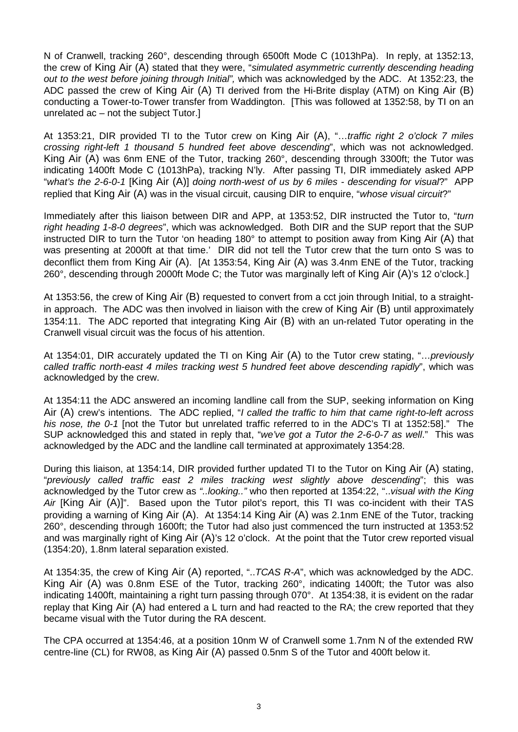N of Cranwell, tracking 260°, descending through 6500ft Mode C (1013hPa). In reply, at 1352:13, the crew of King Air (A) stated that they were, "*simulated asymmetric currently descending heading out to the west before joining through Initial",* which was acknowledged by the ADC. At 1352:23, the ADC passed the crew of King Air (A) TI derived from the Hi-Brite display (ATM) on King Air (B) conducting a Tower-to-Tower transfer from Waddington. [This was followed at 1352:58, by TI on an unrelated ac – not the subject Tutor.]

At 1353:21, DIR provided TI to the Tutor crew on King Air (A), "…*traffic right 2 o'clock 7 miles crossing right-left 1 thousand 5 hundred feet above descending*", which was not acknowledged. King Air (A) was 6nm ENE of the Tutor, tracking 260°, descending through 3300ft; the Tutor was indicating 1400ft Mode C (1013hPa), tracking N'ly. After passing TI, DIR immediately asked APP "*what's the 2-6-0-1* [King Air (A)] *doing north-west of us by 6 miles - descending for visual*?" APP replied that King Air (A) was in the visual circuit, causing DIR to enquire, "*whose visual circuit*?"

Immediately after this liaison between DIR and APP, at 1353:52, DIR instructed the Tutor to, "*turn right heading 1-8-0 degrees*", which was acknowledged. Both DIR and the SUP report that the SUP instructed DIR to turn the Tutor 'on heading 180° to attempt to position away from King Air (A) that was presenting at 2000ft at that time.' DIR did not tell the Tutor crew that the turn onto S was to deconflict them from King Air (A). [At 1353:54, King Air (A) was 3.4nm ENE of the Tutor, tracking 260°, descending through 2000ft Mode C; the Tutor was marginally left of King Air (A)'s 12 o'clock.]

At 1353:56, the crew of King Air (B) requested to convert from a cct join through Initial, to a straight-in approach. The ADC was then involved in liaison with the crew of King Air (B) until approximately 1354:11. The ADC reported that integrating King Air (B) with an un-related Tutor operating in the Cranwell visual circuit was the focus of his attention.

At 1354:01, DIR accurately updated the TI on King Air (A) to the Tutor crew stating, "…*previously called traffic north-east 4 miles tracking west 5 hundred feet above descending rapidly*", which was acknowledged by the crew.

At 1354:11 the ADC answered an incoming landline call from the SUP, seeking information on King Air (A) crew's intentions. The ADC replied, "*I called the traffic to him that came right-to-left across his nose, the 0-1* [not the Tutor but unrelated traffic referred to in the ADC's TI at 1352:58]." The SUP acknowledged this and stated in reply that, "*we've got a Tutor the 2-6-0-7 as well*." This was acknowledged by the ADC and the landline call terminated at approximately 1354:28.

During this liaison, at 1354:14, DIR provided further updated TI to the Tutor on King Air (A) stating, "*previously called traffic east 2 miles tracking west slightly above descending*"; this was acknowledged by the Tutor crew as *"..looking.."* who then reported at 1354:22, "*..visual with the King Air* [King Air (A)]". Based upon the Tutor pilot's report, this TI was co-incident with their TAS providing a warning of King Air (A). At 1354:14 King Air (A) was 2.1nm ENE of the Tutor, tracking 260°, descending through 1600ft; the Tutor had also just commenced the turn instructed at 1353:52 and was marginally right of King Air (A)'s 12 o'clock. At the point that the Tutor crew reported visual (1354:20), 1.8nm lateral separation existed.

At 1354:35, the crew of King Air (A) reported, "*..TCAS R-A*", which was acknowledged by the ADC. King Air (A) was 0.8nm ESE of the Tutor, tracking 260°, indicating 1400ft; the Tutor was also indicating 1400ft, maintaining a right turn passing through 070°. At 1354:38, it is evident on the radar replay that King Air (A) had entered a L turn and had reacted to the RA; the crew reported that they became visual with the Tutor during the RA descent.

The CPA occurred at 1354:46, at a position 10nm W of Cranwell some 1.7nm N of the extended RW centre-line (CL) for RW08, as King Air (A) passed 0.5nm S of the Tutor and 400ft below it.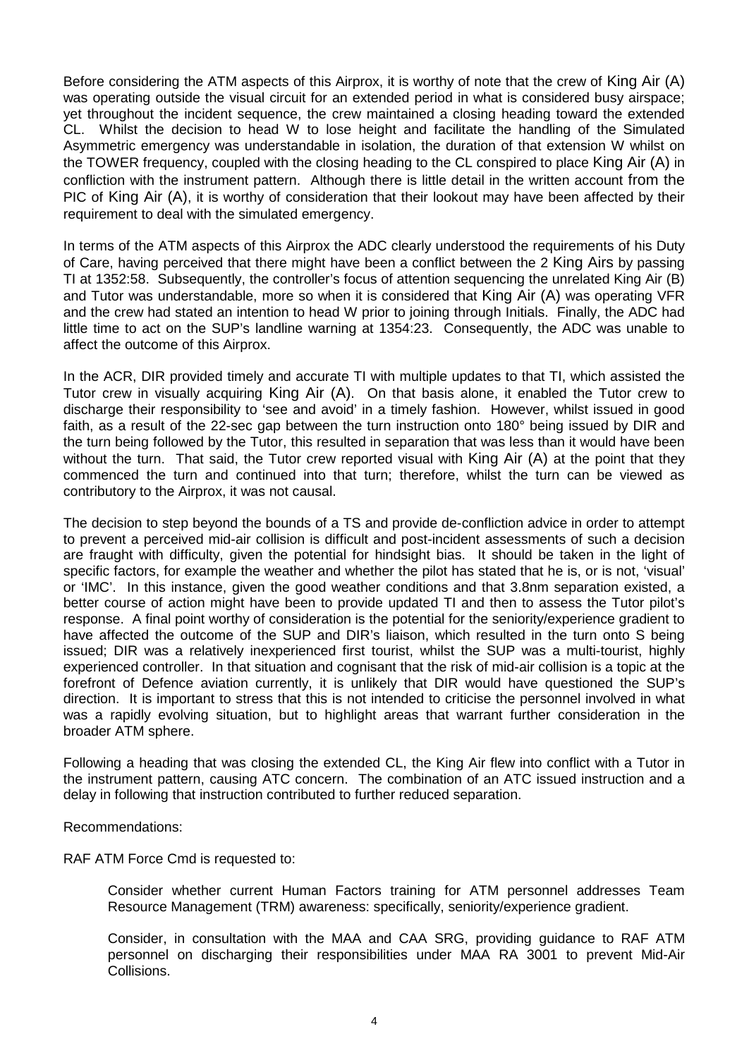Before considering the ATM aspects of this Airprox, it is worthy of note that the crew of King Air (A) was operating outside the visual circuit for an extended period in what is considered busy airspace; yet throughout the incident sequence, the crew maintained a closing heading toward the extended CL. Whilst the decision to head W to lose height and facilitate the handling of the Simulated Asymmetric emergency was understandable in isolation, the duration of that extension W whilst on the TOWER frequency, coupled with the closing heading to the CL conspired to place King Air (A) in confliction with the instrument pattern. Although there is little detail in the written account from the PIC of King Air (A), it is worthy of consideration that their lookout may have been affected by their requirement to deal with the simulated emergency.

In terms of the ATM aspects of this Airprox the ADC clearly understood the requirements of his Duty of Care, having perceived that there might have been a conflict between the 2 King Airs by passing TI at 1352:58. Subsequently, the controller's focus of attention sequencing the unrelated King Air (B) and Tutor was understandable, more so when it is considered that King Air (A) was operating VFR and the crew had stated an intention to head W prior to joining through Initials. Finally, the ADC had little time to act on the SUP's landline warning at 1354:23. Consequently, the ADC was unable to affect the outcome of this Airprox.

In the ACR, DIR provided timely and accurate TI with multiple updates to that TI, which assisted the Tutor crew in visually acquiring King Air (A). On that basis alone, it enabled the Tutor crew to discharge their responsibility to 'see and avoid' in a timely fashion. However, whilst issued in good faith, as a result of the 22-sec gap between the turn instruction onto 180° being issued by DIR and the turn being followed by the Tutor, this resulted in separation that was less than it would have been without the turn. That said, the Tutor crew reported visual with King Air (A) at the point that they commenced the turn and continued into that turn; therefore, whilst the turn can be viewed as contributory to the Airprox, it was not causal.

The decision to step beyond the bounds of a TS and provide de-confliction advice in order to attempt to prevent a perceived mid-air collision is difficult and post-incident assessments of such a decision are fraught with difficulty, given the potential for hindsight bias. It should be taken in the light of specific factors, for example the weather and whether the pilot has stated that he is, or is not, 'visual' or 'IMC'. In this instance, given the good weather conditions and that 3.8nm separation existed, a better course of action might have been to provide updated TI and then to assess the Tutor pilot's response. A final point worthy of consideration is the potential for the seniority/experience gradient to have affected the outcome of the SUP and DIR's liaison, which resulted in the turn onto S being issued; DIR was a relatively inexperienced first tourist, whilst the SUP was a multi-tourist, highly experienced controller. In that situation and cognisant that the risk of mid-air collision is a topic at the forefront of Defence aviation currently, it is unlikely that DIR would have questioned the SUP's direction. It is important to stress that this is not intended to criticise the personnel involved in what was a rapidly evolving situation, but to highlight areas that warrant further consideration in the broader ATM sphere.

Following a heading that was closing the extended CL, the King Air flew into conflict with a Tutor in the instrument pattern, causing ATC concern. The combination of an ATC issued instruction and a delay in following that instruction contributed to further reduced separation.

Recommendations:

RAF ATM Force Cmd is requested to:

> Consider whether current Human Factors training for ATM personnel addresses Team Resource Management (TRM) awareness: specifically, seniority/experience gradient.
>
> Consider, in consultation with the MAA and CAA SRG, providing guidance to RAF ATM personnel on discharging their responsibilities under MAA RA 3001 to prevent Mid-Air Collisions.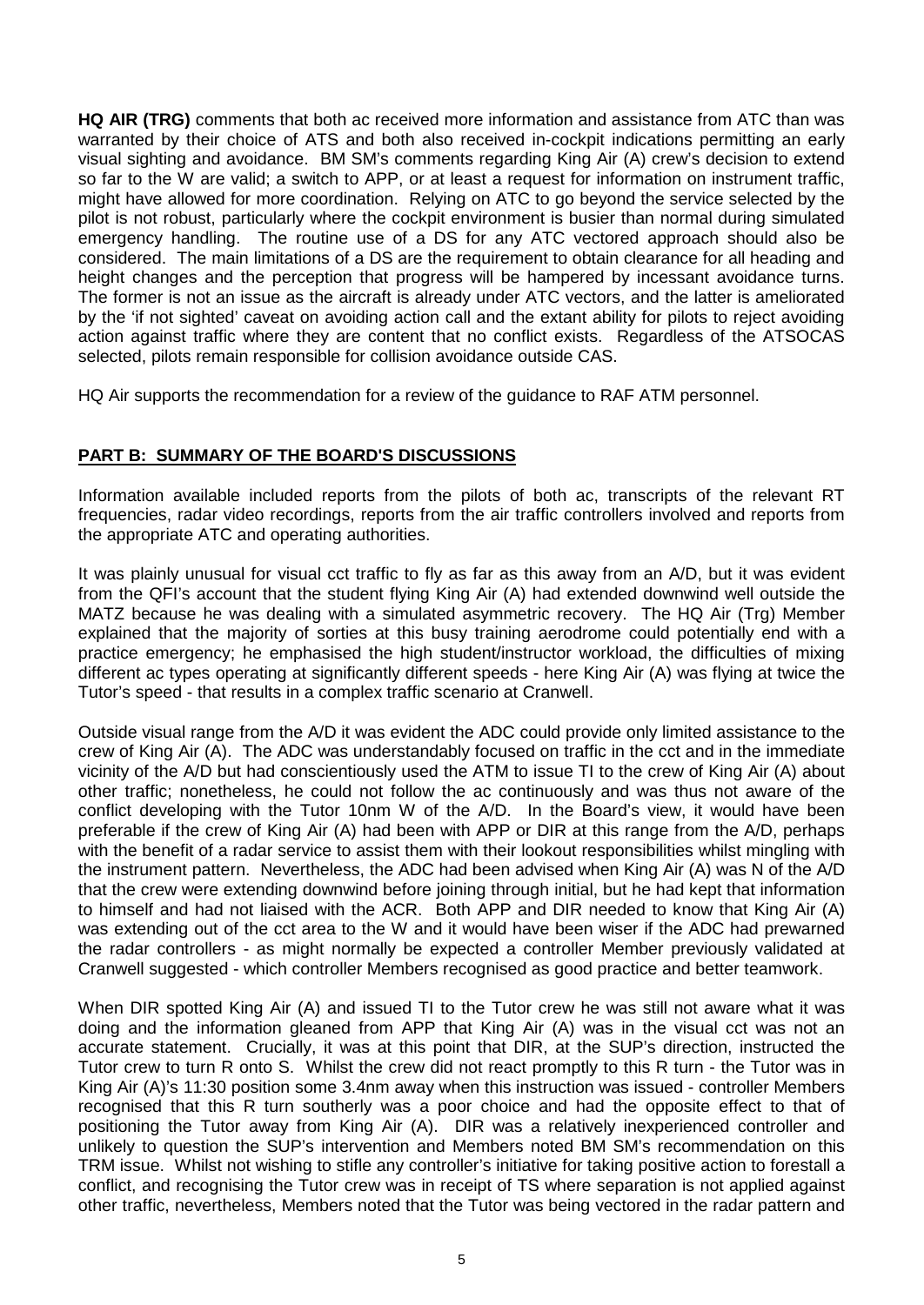**HQ AIR (TRG)** comments that both ac received more information and assistance from ATC than was warranted by their choice of ATS and both also received in-cockpit indications permitting an early visual sighting and avoidance. BM SM's comments regarding King Air (A) crew's decision to extend so far to the W are valid; a switch to APP, or at least a request for information on instrument traffic, might have allowed for more coordination. Relying on ATC to go beyond the service selected by the pilot is not robust, particularly where the cockpit environment is busier than normal during simulated emergency handling. The routine use of a DS for any ATC vectored approach should also be considered. The main limitations of a DS are the requirement to obtain clearance for all heading and height changes and the perception that progress will be hampered by incessant avoidance turns. The former is not an issue as the aircraft is already under ATC vectors, and the latter is ameliorated by the 'if not sighted' caveat on avoiding action call and the extant ability for pilots to reject avoiding action against traffic where they are content that no conflict exists. Regardless of the ATSOCAS selected, pilots remain responsible for collision avoidance outside CAS.

HQ Air supports the recommendation for a review of the guidance to RAF ATM personnel.

## PART B: SUMMARY OF THE BOARD'S DISCUSSIONS

Information available included reports from the pilots of both ac, transcripts of the relevant RT frequencies, radar video recordings, reports from the air traffic controllers involved and reports from the appropriate ATC and operating authorities.

It was plainly unusual for visual cct traffic to fly as far as this away from an A/D, but it was evident from the QFI's account that the student flying King Air (A) had extended downwind well outside the MATZ because he was dealing with a simulated asymmetric recovery. The HQ Air (Trg) Member explained that the majority of sorties at this busy training aerodrome could potentially end with a practice emergency; he emphasised the high student/instructor workload, the difficulties of mixing different ac types operating at significantly different speeds - here King Air (A) was flying at twice the Tutor's speed - that results in a complex traffic scenario at Cranwell.

Outside visual range from the A/D it was evident the ADC could provide only limited assistance to the crew of King Air (A). The ADC was understandably focused on traffic in the cct and in the immediate vicinity of the A/D but had conscientiously used the ATM to issue TI to the crew of King Air (A) about other traffic; nonetheless, he could not follow the ac continuously and was thus not aware of the conflict developing with the Tutor 10nm W of the A/D. In the Board's view, it would have been preferable if the crew of King Air (A) had been with APP or DIR at this range from the A/D, perhaps with the benefit of a radar service to assist them with their lookout responsibilities whilst mingling with the instrument pattern. Nevertheless, the ADC had been advised when King Air (A) was N of the A/D that the crew were extending downwind before joining through initial, but he had kept that information to himself and had not liaised with the ACR. Both APP and DIR needed to know that King Air (A) was extending out of the cct area to the W and it would have been wiser if the ADC had prewarned the radar controllers - as might normally be expected a controller Member previously validated at Cranwell suggested - which controller Members recognised as good practice and better teamwork.

When DIR spotted King Air (A) and issued TI to the Tutor crew he was still not aware what it was doing and the information gleaned from APP that King Air (A) was in the visual cct was not an accurate statement. Crucially, it was at this point that DIR, at the SUP's direction, instructed the Tutor crew to turn R onto S. Whilst the crew did not react promptly to this R turn - the Tutor was in King Air (A)'s 11:30 position some 3.4nm away when this instruction was issued - controller Members recognised that this R turn southerly was a poor choice and had the opposite effect to that of positioning the Tutor away from King Air (A). DIR was a relatively inexperienced controller and unlikely to question the SUP's intervention and Members noted BM SM's recommendation on this TRM issue. Whilst not wishing to stifle any controller's initiative for taking positive action to forestall a conflict, and recognising the Tutor crew was in receipt of TS where separation is not applied against other traffic, nevertheless, Members noted that the Tutor was being vectored in the radar pattern and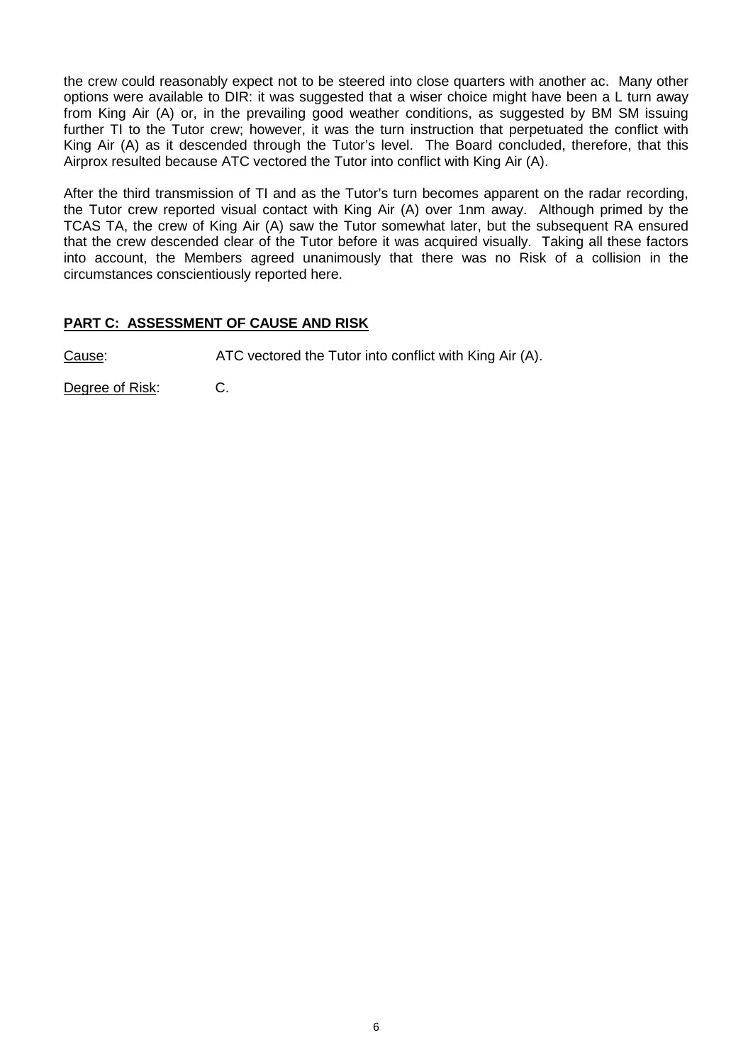the crew could reasonably expect not to be steered into close quarters with another ac. Many other options were available to DIR: it was suggested that a wiser choice might have been a L turn away from King Air (A) or, in the prevailing good weather conditions, as suggested by BM SM issuing further TI to the Tutor crew; however, it was the turn instruction that perpetuated the conflict with King Air (A) as it descended through the Tutor's level. The Board concluded, therefore, that this Airprox resulted because ATC vectored the Tutor into conflict with King Air (A).

After the third transmission of TI and as the Tutor's turn becomes apparent on the radar recording, the Tutor crew reported visual contact with King Air (A) over 1nm away. Although primed by the TCAS TA, the crew of King Air (A) saw the Tutor somewhat later, but the subsequent RA ensured that the crew descended clear of the Tutor before it was acquired visually. Taking all these factors into account, the Members agreed unanimously that there was no Risk of a collision in the circumstances conscientiously reported here.

## PART C: ASSESSMENT OF CAUSE AND RISK

Cause: ATC vectored the Tutor into conflict with King Air (A).

Degree of Risk: C.